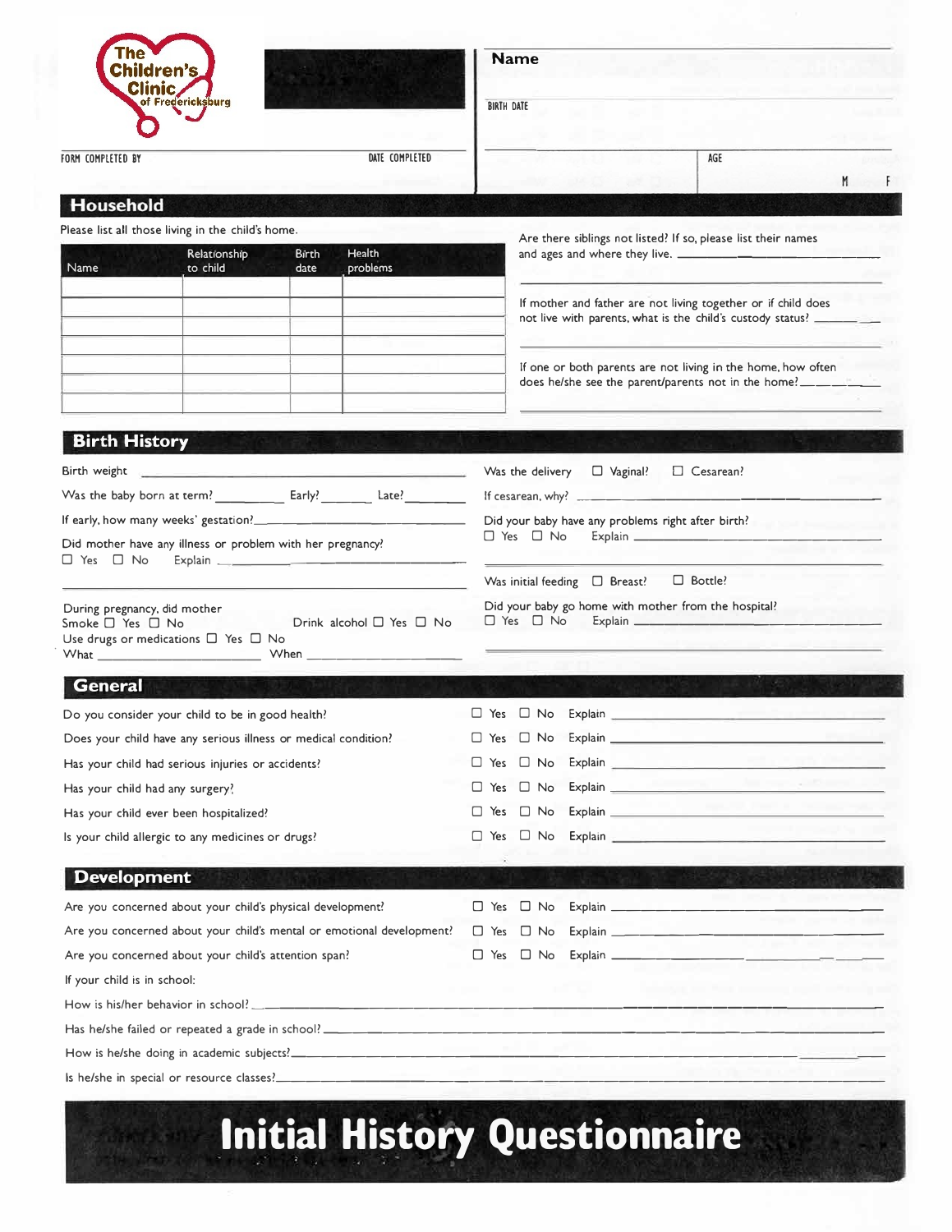The Children's Clinic of Fredericksburg

Name

BIRTH DATE

FORM COMPLETED BY

DATE COMPLETED

AGE

M F

## Household

Please list all those living in the child's home.

| Name | Relationship to child | Birth date | Health problems |
|---|---|---|---|
| | | | |
| | | | |
| | | | |
| | | | |
| | | | |
| | | | |
| | | | |

Are there siblings not listed? If so, please list their names and ages and where they live. \_\_\_\_\_\_\_\_\_\_\_\_\_\_\_\_\_\_\_\_

If mother and father are not living together or if child does not live with parents, what is the child's custody status? \_\_\_\_\_\_\_\_\_\_

If one or both parents are not living in the home, how often does he/she see the parent/parents not in the home? \_\_\_\_\_\_\_\_\_\_

## Birth History

Birth weight \_\_\_\_\_\_\_\_\_\_\_\_\_\_\_\_\_\_\_\_

Was the baby born at term? \_\_\_\_\_\_\_\_ Early? \_\_\_\_\_\_\_\_ Late? \_\_\_\_\_\_\_\_

If early, how many weeks' gestation? \_\_\_\_\_\_\_\_\_\_

Did mother have any illness or problem with her pregnancy?
☐ Yes ☐ No Explain \_\_\_\_\_\_\_\_\_\_\_\_\_\_\_\_\_\_\_\_

During pregnancy, did mother
Smoke ☐ Yes ☐ No Drink alcohol ☐ Yes ☐ No
Use drugs or medications ☐ Yes ☐ No
What \_\_\_\_\_\_\_\_\_\_ When \_\_\_\_\_\_\_\_\_\_

Was the delivery ☐ Vaginal? ☐ Cesarean?

If cesarean, why? \_\_\_\_\_\_\_\_\_\_\_\_\_\_\_\_\_\_\_\_

Did your baby have any problems right after birth?
☐ Yes ☐ No Explain \_\_\_\_\_\_\_\_\_\_\_\_\_\_\_\_\_\_\_\_

Was initial feeding ☐ Breast? ☐ Bottle?

Did your baby go home with mother from the hospital?
☐ Yes ☐ No Explain \_\_\_\_\_\_\_\_\_\_\_\_\_\_\_\_\_\_\_\_

## General

Do you consider your child to be in good health? ☐ Yes ☐ No Explain \_\_\_\_\_\_\_\_\_\_

Does your child have any serious illness or medical condition? ☐ Yes ☐ No Explain \_\_\_\_\_\_\_\_\_\_

Has your child had serious injuries or accidents? ☐ Yes ☐ No Explain \_\_\_\_\_\_\_\_\_\_

Has your child had any surgery? ☐ Yes ☐ No Explain \_\_\_\_\_\_\_\_\_\_

Has your child ever been hospitalized? ☐ Yes ☐ No Explain \_\_\_\_\_\_\_\_\_\_

Is your child allergic to any medicines or drugs? ☐ Yes ☐ No Explain \_\_\_\_\_\_\_\_\_\_

## Development

Are you concerned about your child's physical development? ☐ Yes ☐ No Explain \_\_\_\_\_\_\_\_\_\_

Are you concerned about your child's mental or emotional development? ☐ Yes ☐ No Explain \_\_\_\_\_\_\_\_\_\_

Are you concerned about your child's attention span? ☐ Yes ☐ No Explain \_\_\_\_\_\_\_\_\_\_

If your child is in school:

How is his/her behavior in school? \_\_\_\_\_\_\_\_\_\_\_\_\_\_\_\_\_\_\_\_

Has he/she failed or repeated a grade in school? \_\_\_\_\_\_\_\_\_\_\_\_\_\_\_\_\_\_\_\_

How is he/she doing in academic subjects? \_\_\_\_\_\_\_\_\_\_\_\_\_\_\_\_\_\_\_\_

Is he/she in special or resource classes? \_\_\_\_\_\_\_\_\_\_\_\_\_\_\_\_\_\_\_\_

# Initial History Questionnaire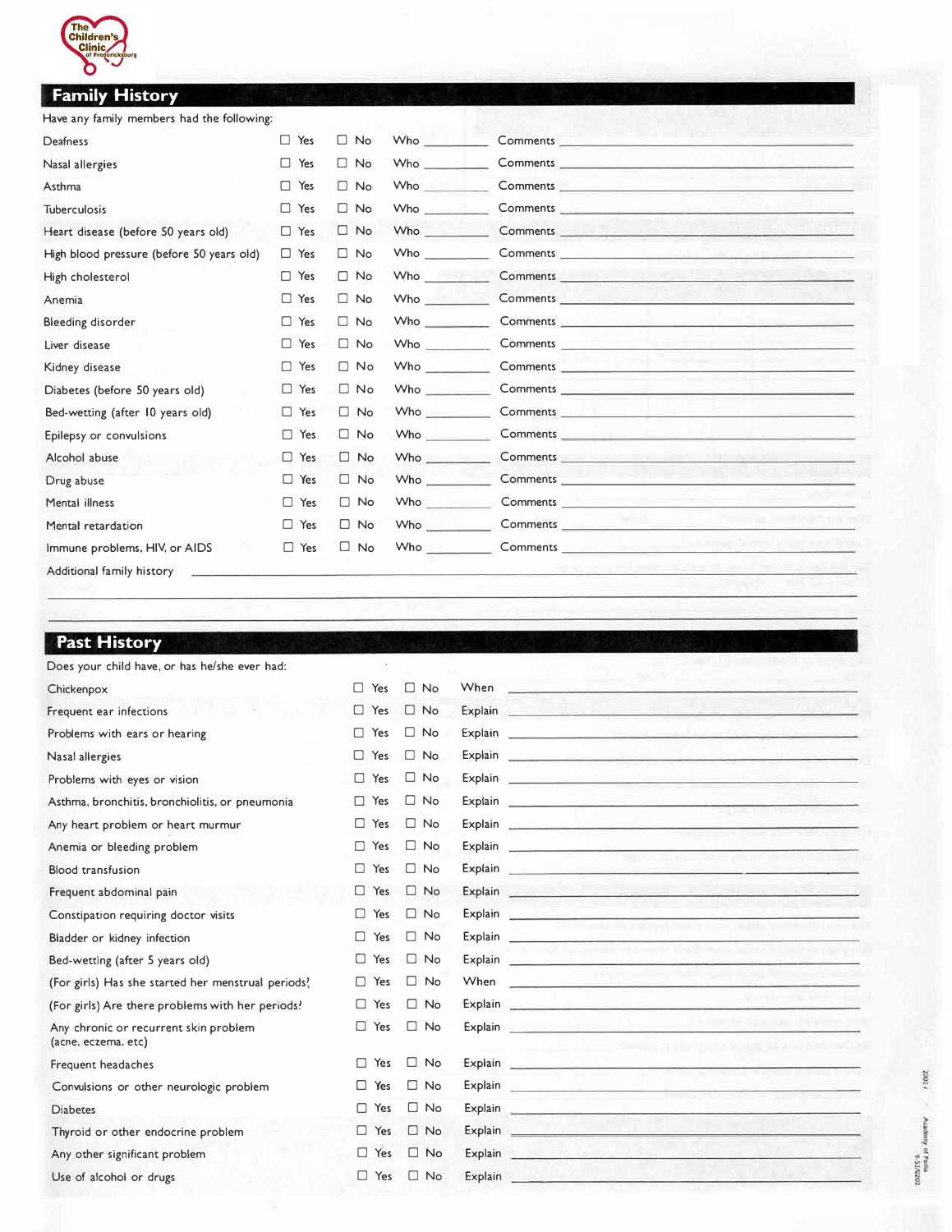The Children's Clinic of Fredericksburg

## Family History

Have any family members had the following:

| | | | | |
|---|---|---|---|---|
| Deafness | ☐ Yes | ☐ No | Who ______ | Comments ______ |
| Nasal allergies | ☐ Yes | ☐ No | Who ______ | Comments ______ |
| Asthma | ☐ Yes | ☐ No | Who ______ | Comments ______ |
| Tuberculosis | ☐ Yes | ☐ No | Who ______ | Comments ______ |
| Heart disease (before 50 years old) | ☐ Yes | ☐ No | Who ______ | Comments ______ |
| High blood pressure (before 50 years old) | ☐ Yes | ☐ No | Who ______ | Comments ______ |
| High cholesterol | ☐ Yes | ☐ No | Who ______ | Comments ______ |
| Anemia | ☐ Yes | ☐ No | Who ______ | Comments ______ |
| Bleeding disorder | ☐ Yes | ☐ No | Who ______ | Comments ______ |
| Liver disease | ☐ Yes | ☐ No | Who ______ | Comments ______ |
| Kidney disease | ☐ Yes | ☐ No | Who ______ | Comments ______ |
| Diabetes (before 50 years old) | ☐ Yes | ☐ No | Who ______ | Comments ______ |
| Bed-wetting (after 10 years old) | ☐ Yes | ☐ No | Who ______ | Comments ______ |
| Epilepsy or convulsions | ☐ Yes | ☐ No | Who ______ | Comments ______ |
| Alcohol abuse | ☐ Yes | ☐ No | Who ______ | Comments ______ |
| Drug abuse | ☐ Yes | ☐ No | Who ______ | Comments ______ |
| Mental illness | ☐ Yes | ☐ No | Who ______ | Comments ______ |
| Mental retardation | ☐ Yes | ☐ No | Who ______ | Comments ______ |
| Immune problems, HIV, or AIDS | ☐ Yes | ☐ No | Who ______ | Comments ______ |

Additional family history ______________________________

______________________________

______________________________

## Past History

Does your child have, or has he/she ever had:

| | | | |
|---|---|---|---|
| Chickenpox | ☐ Yes | ☐ No | When ______ |
| Frequent ear infections | ☐ Yes | ☐ No | Explain ______ |
| Problems with ears or hearing | ☐ Yes | ☐ No | Explain ______ |
| Nasal allergies | ☐ Yes | ☐ No | Explain ______ |
| Problems with eyes or vision | ☐ Yes | ☐ No | Explain ______ |
| Asthma, bronchitis, bronchiolitis, or pneumonia | ☐ Yes | ☐ No | Explain ______ |
| Any heart problem or heart murmur | ☐ Yes | ☐ No | Explain ______ |
| Anemia or bleeding problem | ☐ Yes | ☐ No | Explain ______ |
| Blood transfusion | ☐ Yes | ☐ No | Explain ______ |
| Frequent abdominal pain | ☐ Yes | ☐ No | Explain ______ |
| Constipation requiring doctor visits | ☐ Yes | ☐ No | Explain ______ |
| Bladder or kidney infection | ☐ Yes | ☐ No | Explain ______ |
| Bed-wetting (after 5 years old) | ☐ Yes | ☐ No | Explain ______ |
| (For girls) Has she started her menstrual periods? | ☐ Yes | ☐ No | When ______ |
| (For girls) Are there problems with her periods? | ☐ Yes | ☐ No | Explain ______ |
| Any chronic or recurrent skin problem (acne, eczema, etc) | ☐ Yes | ☐ No | Explain ______ |
| Frequent headaches | ☐ Yes | ☐ No | Explain ______ |
| Convulsions or other neurologic problem | ☐ Yes | ☐ No | Explain ______ |
| Diabetes | ☐ Yes | ☐ No | Explain ______ |
| Thyroid or other endocrine problem | ☐ Yes | ☐ No | Explain ______ |
| Any other significant problem | ☐ Yes | ☐ No | Explain ______ |
| Use of alcohol or drugs | ☐ Yes | ☐ No | Explain ______ |